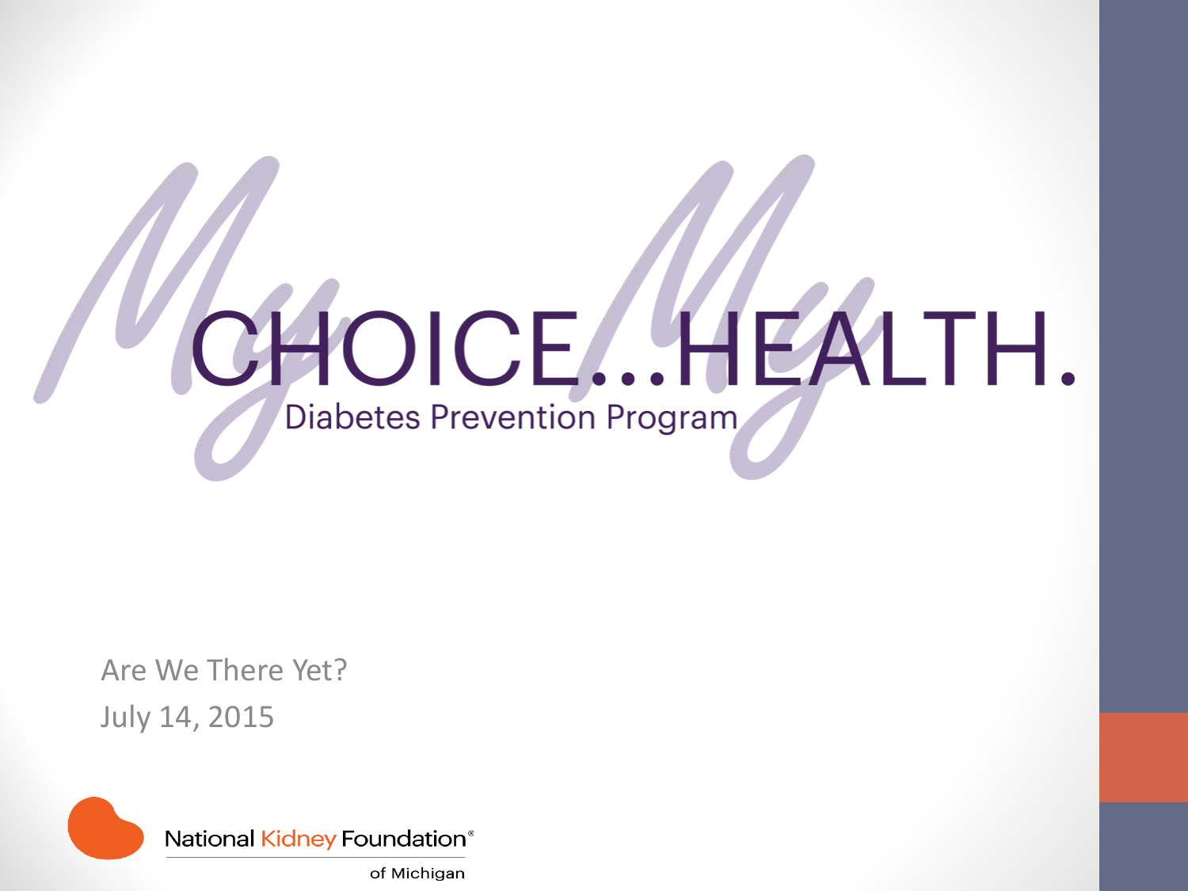# My CHOICE...My HEALTH.

## Diabetes Prevention Program

Are We There Yet?

July 14, 2015

National Kidney Foundation® of Michigan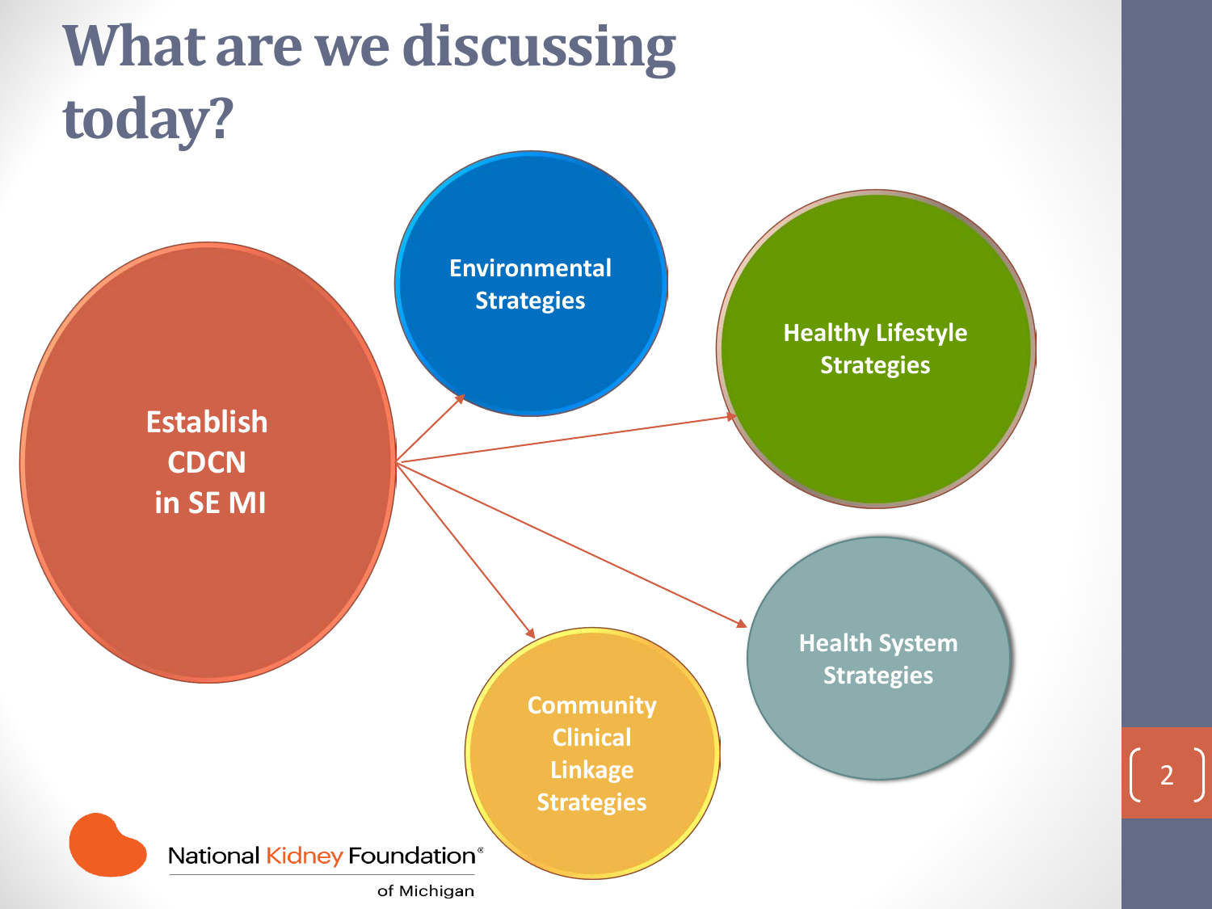# What are we discussing today?

- Establish CDCN in SE MI
  - Environmental Strategies
  - Healthy Lifestyle Strategies
  - Health System Strategies
  - Community Clinical Linkage Strategies

National Kidney Foundation® of Michigan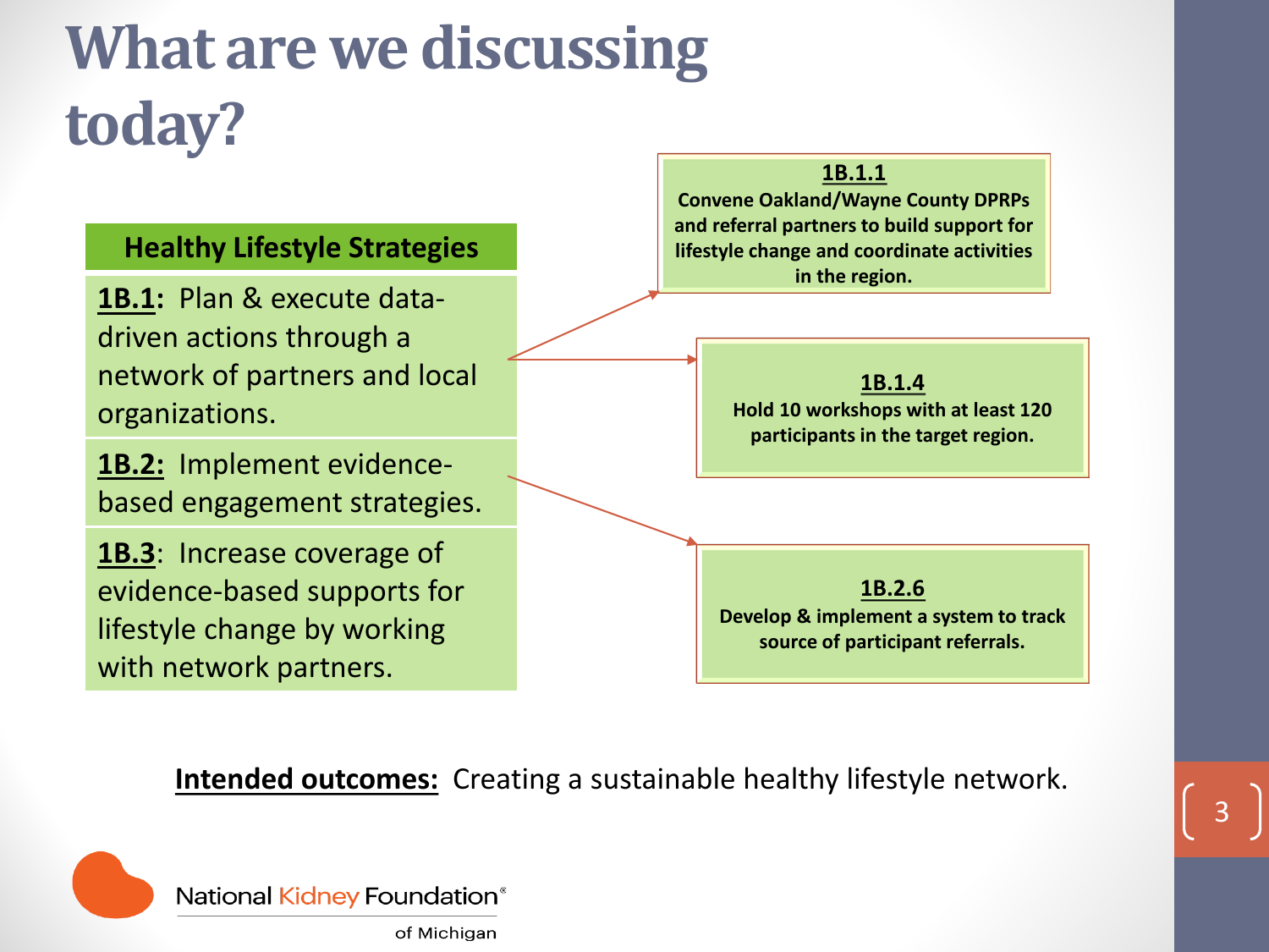# What are we discussing today?

**Healthy Lifestyle Strategies**

**1B.1:** Plan & execute data-driven actions through a network of partners and local organizations.

**1B.2:** Implement evidence-based engagement strategies.

**1B.3**: Increase coverage of evidence-based supports for lifestyle change by working with network partners.

**1B.1.1**
**Convene Oakland/Wayne County DPRPs and referral partners to build support for lifestyle change and coordinate activities in the region.**

**1B.1.4**
**Hold 10 workshops with at least 120 participants in the target region.**

**1B.2.6**
**Develop & implement a system to track source of participant referrals.**

**Intended outcomes:** Creating a sustainable healthy lifestyle network.

National Kidney Foundation® of Michigan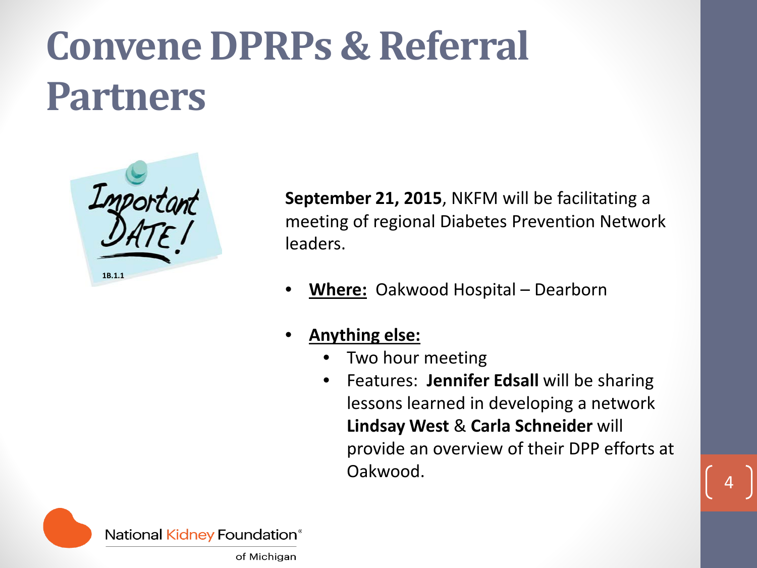# Convene DPRPs & Referral Partners

Important DATE!

1B.1.1

**September 21, 2015**, NKFM will be facilitating a meeting of regional Diabetes Prevention Network leaders.

- **Where:** Oakwood Hospital – Dearborn
- **Anything else:**
  - Two hour meeting
  - Features: **Jennifer Edsall** will be sharing lessons learned in developing a network **Lindsay West** & **Carla Schneider** will provide an overview of their DPP efforts at Oakwood.

National Kidney Foundation® of Michigan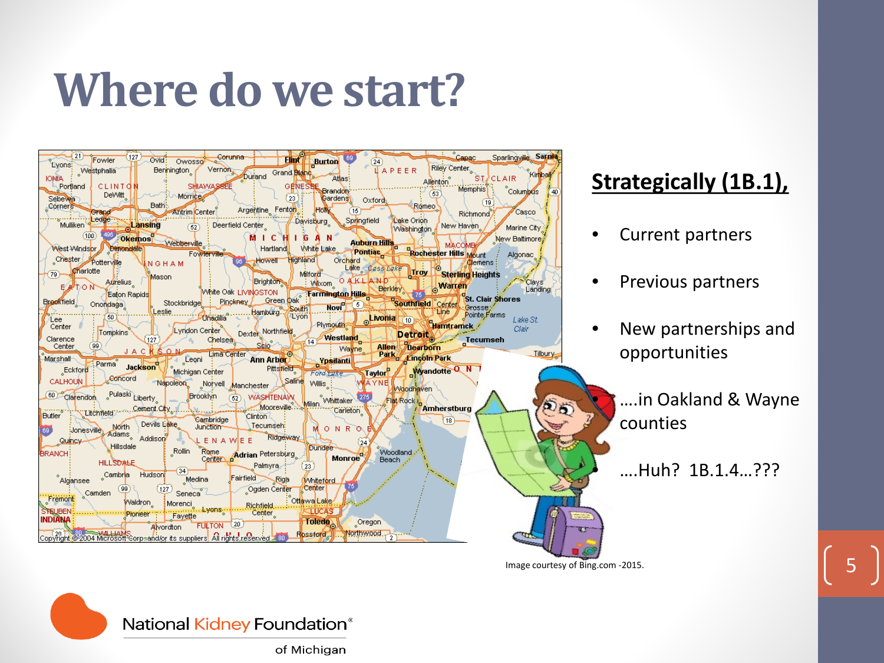# Where do we start?

**Strategically (1B.1),**

- Current partners
- Previous partners
- New partnerships and opportunities
  - ….in Oakland & Wayne counties
  - ….Huh? 1B.1.4…???

Image courtesy of Bing.com -2015.

National Kidney Foundation® of Michigan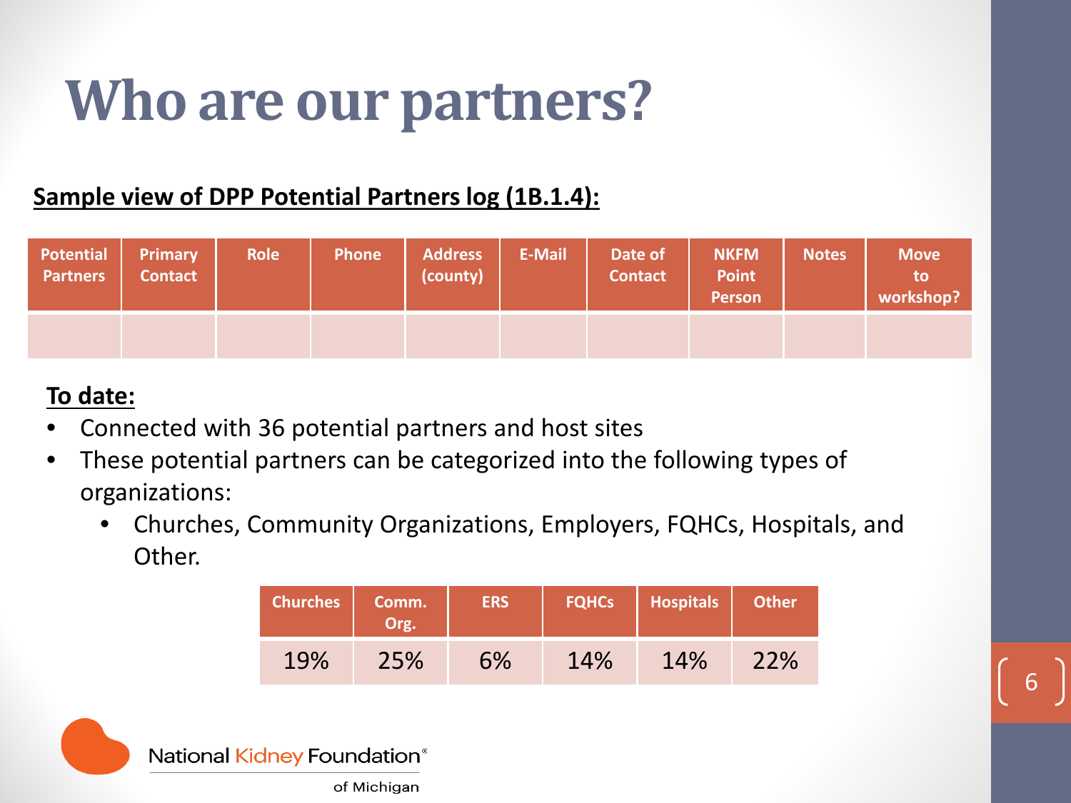# Who are our partners?

**Sample view of DPP Potential Partners log (1B.1.4):**

| Potential Partners | Primary Contact | Role | Phone | Address (county) | E-Mail | Date of Contact | NKFM Point Person | Notes | Move to workshop? |
|---|---|---|---|---|---|---|---|---|---|
| | | | | | | | | | |

**To date:**

- Connected with 36 potential partners and host sites
- These potential partners can be categorized into the following types of organizations:
  - Churches, Community Organizations, Employers, FQHCs, Hospitals, and Other.

| Churches | Comm. Org. | ERS | FQHCs | Hospitals | Other |
|---|---|---|---|---|---|
| 19% | 25% | 6% | 14% | 14% | 22% |

National Kidney Foundation® of Michigan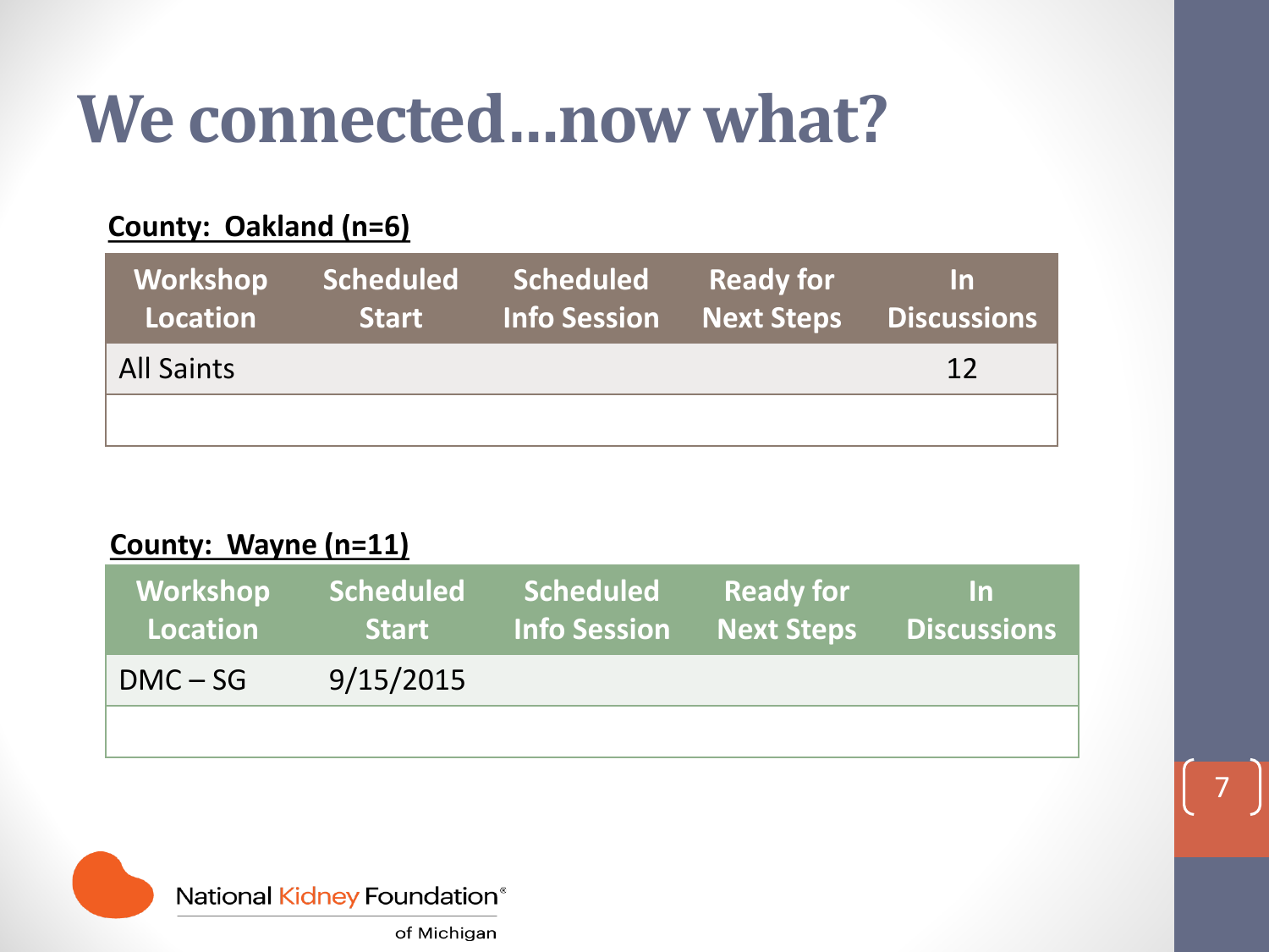# We connected…now what?

**County: Oakland (n=6)**

| Workshop Location | Scheduled Start | Scheduled Info Session | Ready for Next Steps | In Discussions |
|---|---|---|---|---|
| All Saints | | | | 12 |
| | | | | |

**County: Wayne (n=11)**

| Workshop Location | Scheduled Start | Scheduled Info Session | Ready for Next Steps | In Discussions |
|---|---|---|---|---|
| DMC – SG | 9/15/2015 | | | |
| | | | | |

National Kidney Foundation® of Michigan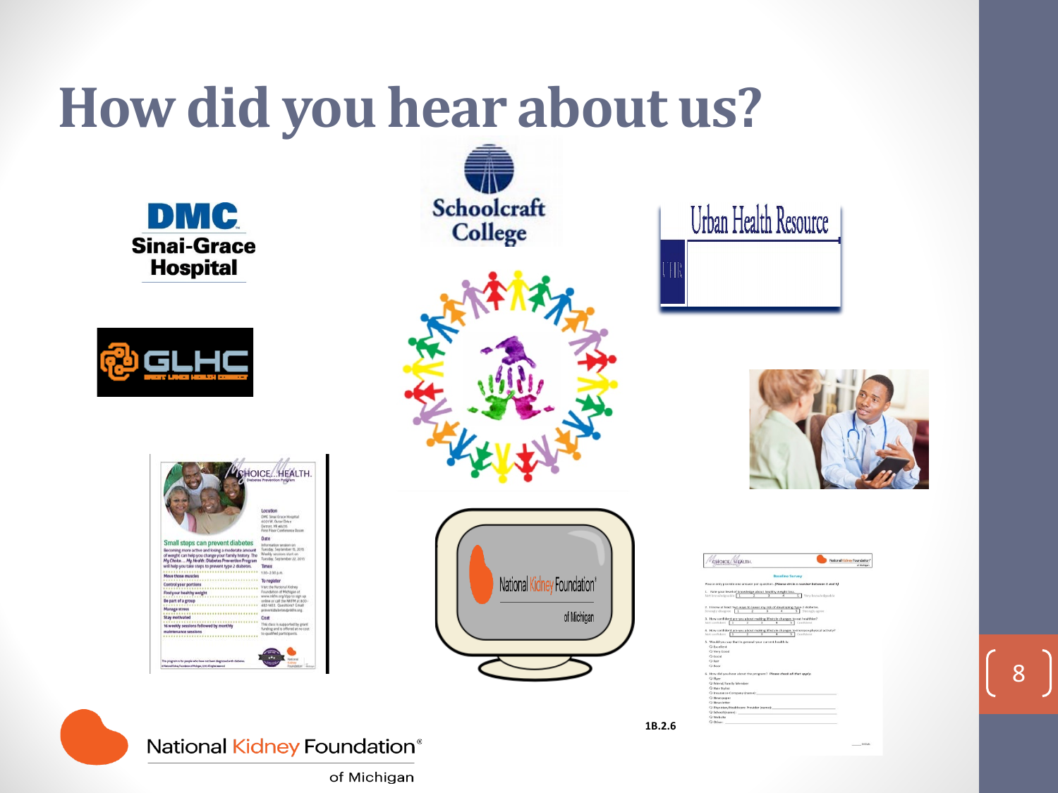# How did you hear about us?

1B.2.6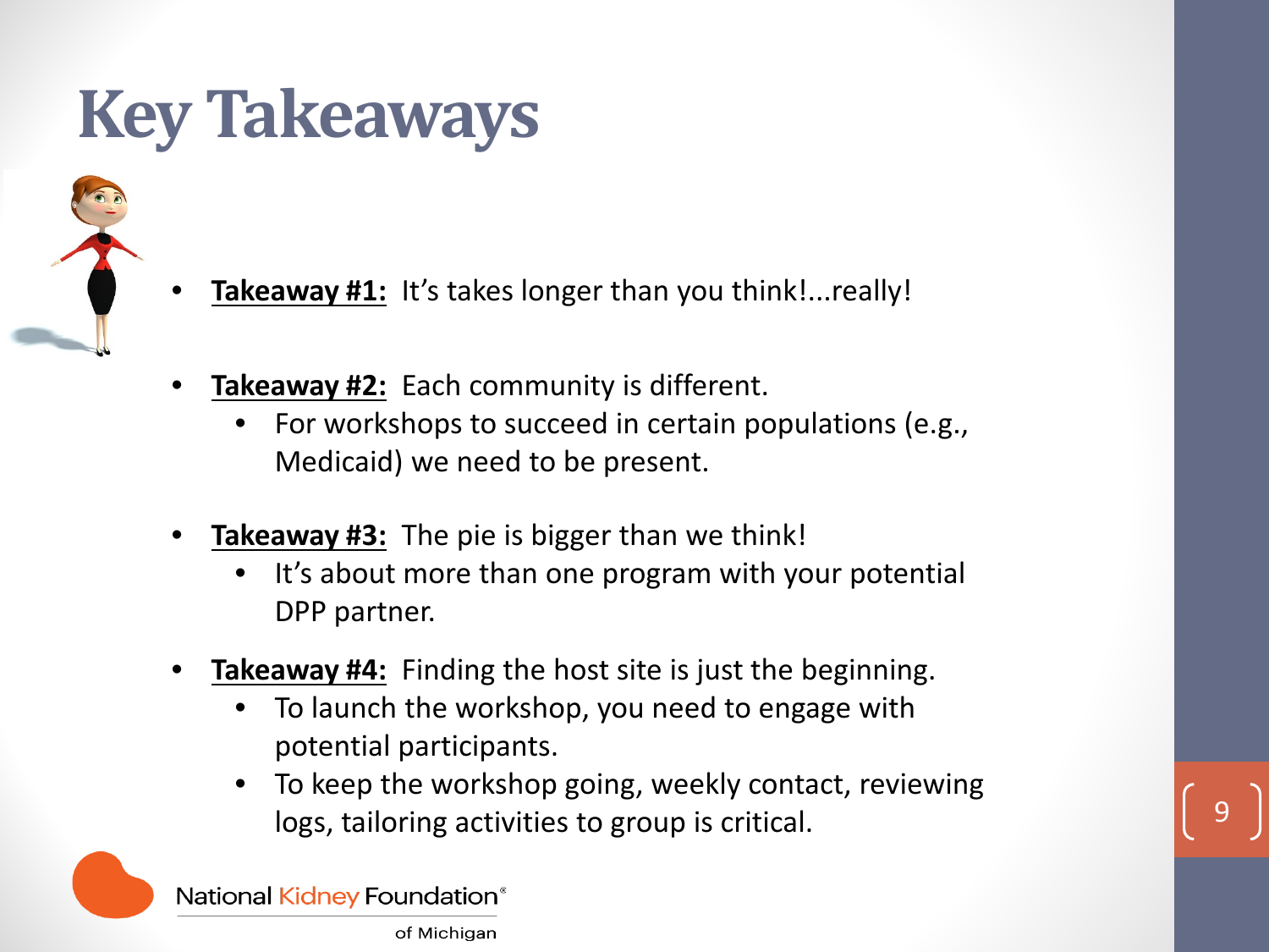# Key Takeaways

- **Takeaway #1:** It's takes longer than you think!...really!
- **Takeaway #2:** Each community is different.
  - For workshops to succeed in certain populations (e.g., Medicaid) we need to be present.
- **Takeaway #3:** The pie is bigger than we think!
  - It's about more than one program with your potential DPP partner.
- **Takeaway #4:** Finding the host site is just the beginning.
  - To launch the workshop, you need to engage with potential participants.
  - To keep the workshop going, weekly contact, reviewing logs, tailoring activities to group is critical.

National Kidney Foundation® of Michigan